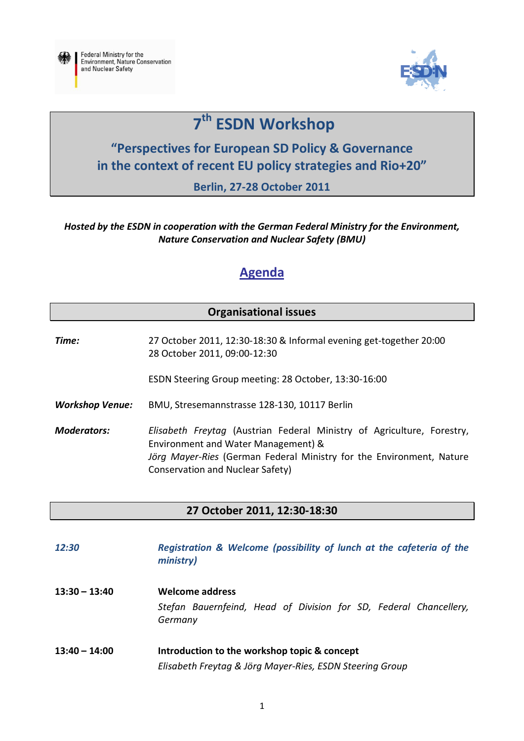Federal Ministry for the Environment, Nature Conservation and Nuclear Safety

ESDN

# 7th ESDN Workshop

## "Perspectives for European SD Policy & Governance in the context of recent EU policy strategies and Rio+20"

### Berlin, 27-28 October 2011

***Hosted by the ESDN in cooperation with the German Federal Ministry for the Environment, Nature Conservation and Nuclear Safety (BMU)***

## Agenda

### Organisational issues

***Time:*** 27 October 2011, 12:30-18:30 & Informal evening get-together 20:00
28 October 2011, 09:00-12:30

ESDN Steering Group meeting: 28 October, 13:30-16:00

***Workshop Venue:*** BMU, Stresemannstrasse 128-130, 10117 Berlin

***Moderators:*** *Elisabeth Freytag* (Austrian Federal Ministry of Agriculture, Forestry, Environment and Water Management) &
*Jörg Mayer-Ries* (German Federal Ministry for the Environment, Nature Conservation and Nuclear Safety)

### 27 October 2011, 12:30-18:30

***12:30*** ***Registration & Welcome (possibility of lunch at the cafeteria of the ministry)***

**13:30 – 13:40** **Welcome address**

*Stefan Bauernfeind, Head of Division for SD, Federal Chancellery, Germany*

**13:40 – 14:00** **Introduction to the workshop topic & concept**

*Elisabeth Freytag & Jörg Mayer-Ries, ESDN Steering Group*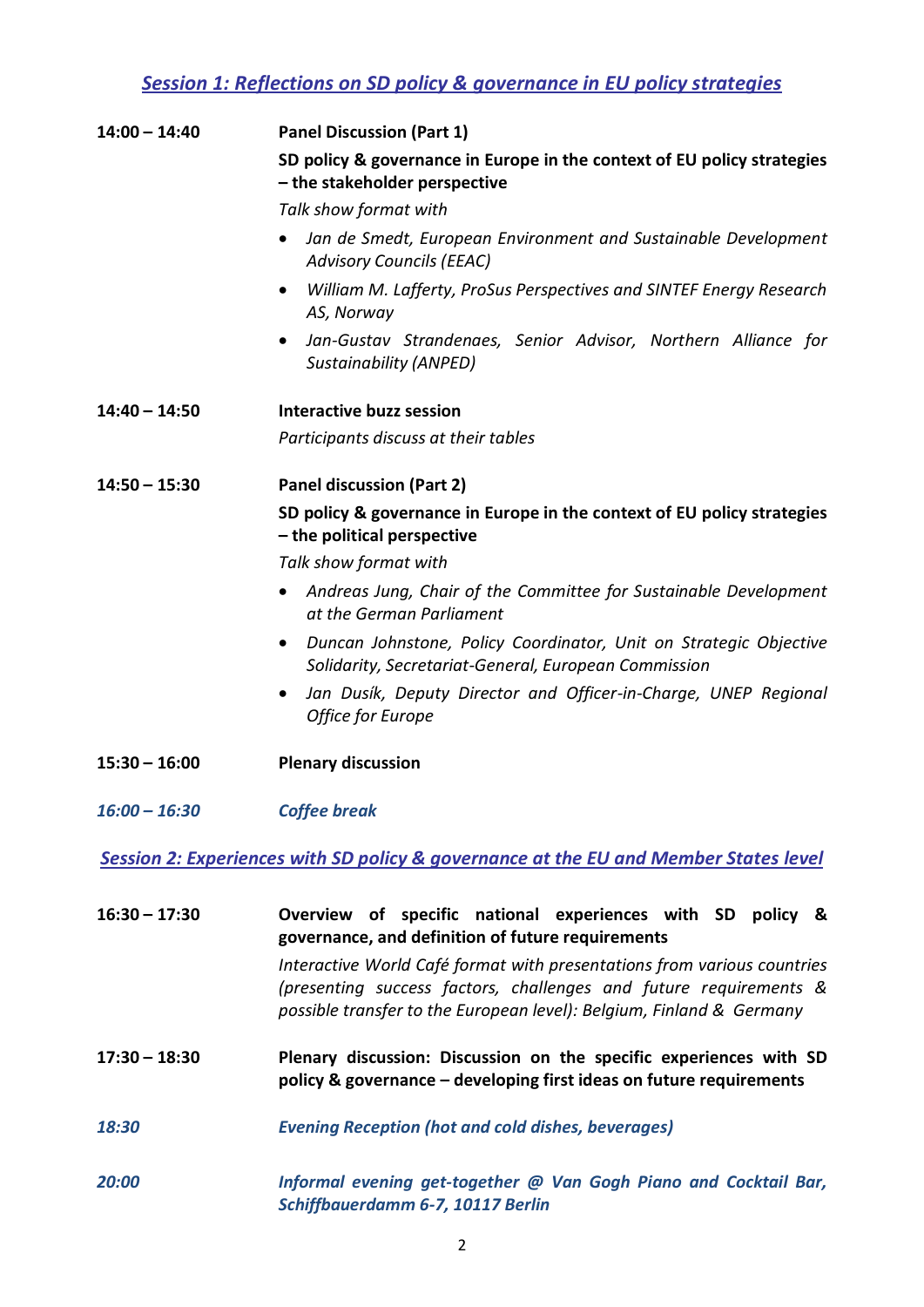## *Session 1: Reflections on SD policy & governance in EU policy strategies*

**14:00 – 14:40** **Panel Discussion (Part 1)**

**SD policy & governance in Europe in the context of EU policy strategies – the stakeholder perspective**

*Talk show format with*

- *Jan de Smedt, European Environment and Sustainable Development Advisory Councils (EEAC)*
- *William M. Lafferty, ProSus Perspectives and SINTEF Energy Research AS, Norway*
- *Jan-Gustav Strandenaes, Senior Advisor, Northern Alliance for Sustainability (ANPED)*

**14:40 – 14:50** **Interactive buzz session**

*Participants discuss at their tables*

**14:50 – 15:30** **Panel discussion (Part 2)**

**SD policy & governance in Europe in the context of EU policy strategies – the political perspective**

*Talk show format with*

- *Andreas Jung, Chair of the Committee for Sustainable Development at the German Parliament*
- *Duncan Johnstone, Policy Coordinator, Unit on Strategic Objective Solidarity, Secretariat-General, European Commission*
- *Jan Dusík, Deputy Director and Officer-in-Charge, UNEP Regional Office for Europe*

**15:30 – 16:00** **Plenary discussion**

*16:00 – 16:30* *Coffee break*

## *Session 2: Experiences with SD policy & governance at the EU and Member States level*

**16:30 – 17:30** **Overview of specific national experiences with SD policy & governance, and definition of future requirements**

*Interactive World Café format with presentations from various countries (presenting success factors, challenges and future requirements & possible transfer to the European level): Belgium, Finland & Germany*

**17:30 – 18:30** **Plenary discussion: Discussion on the specific experiences with SD policy & governance – developing first ideas on future requirements**

*18:30* *Evening Reception (hot and cold dishes, beverages)*

*20:00* *Informal evening get-together @ Van Gogh Piano and Cocktail Bar, Schiffbauerdamm 6-7, 10117 Berlin*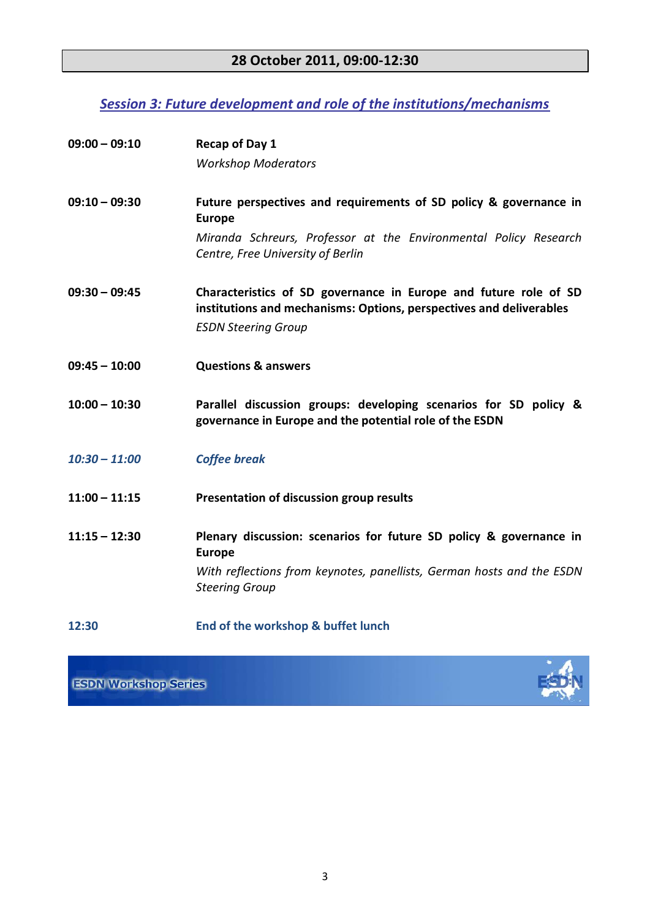**28 October 2011, 09:00-12:30**

## *Session 3: Future development and role of the institutions/mechanisms*

| | |
|---|---|
| **09:00 – 09:10** | **Recap of Day 1**<br>*Workshop Moderators* |
| **09:10 – 09:30** | **Future perspectives and requirements of SD policy & governance in Europe**<br>*Miranda Schreurs, Professor at the Environmental Policy Research Centre, Free University of Berlin* |
| **09:30 – 09:45** | **Characteristics of SD governance in Europe and future role of SD institutions and mechanisms: Options, perspectives and deliverables**<br>*ESDN Steering Group* |
| **09:45 – 10:00** | **Questions & answers** |
| **10:00 – 10:30** | **Parallel discussion groups: developing scenarios for SD policy & governance in Europe and the potential role of the ESDN** |
| ***10:30 – 11:00*** | ***Coffee break*** |
| **11:00 – 11:15** | **Presentation of discussion group results** |
| **11:15 – 12:30** | **Plenary discussion: scenarios for future SD policy & governance in Europe**<br>*With reflections from keynotes, panellists, German hosts and the ESDN Steering Group* |
| **12:30** | **End of the workshop & buffet lunch** |